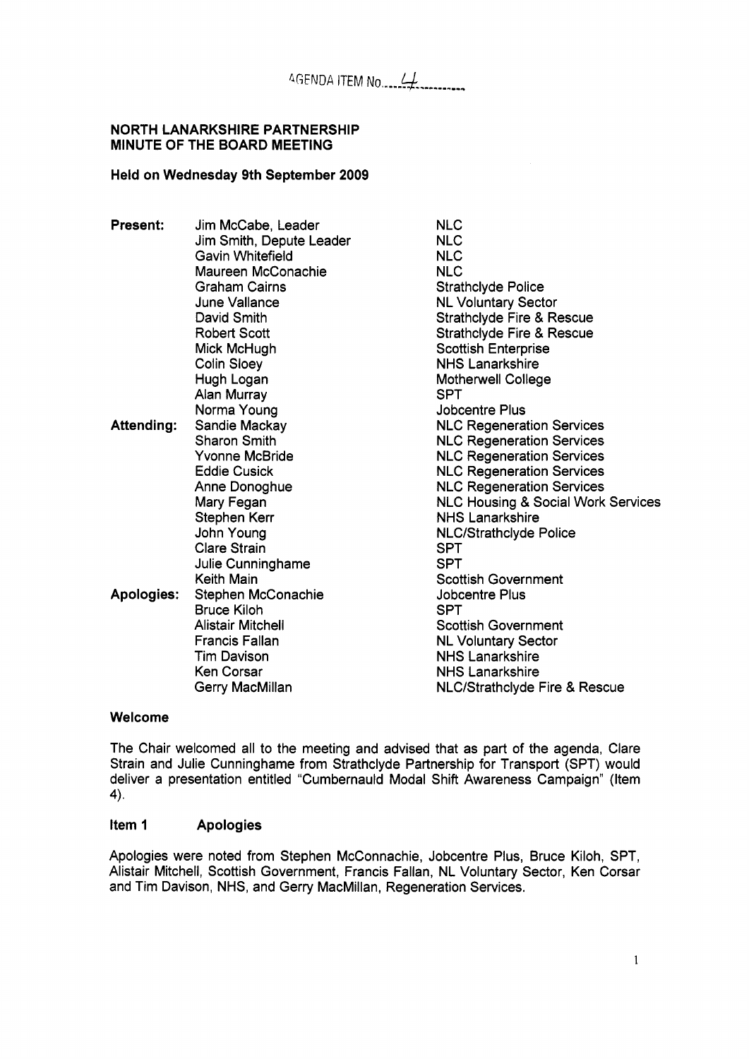AGENDA ITEM No. 4

**NORTH LANARKSHIRE PARTNERSHIP**
**MINUTE OF THE BOARD MEETING**

**Held on Wednesday 9th September 2009**

| | | |
|---|---|---|
| **Present:** | Jim McCabe, Leader | NLC |
| | Jim Smith, Depute Leader | NLC |
| | Gavin Whitefield | NLC |
| | Maureen McConachie | NLC |
| | Graham Cairns | Strathclyde Police |
| | June Vallance | NL Voluntary Sector |
| | David Smith | Strathclyde Fire & Rescue |
| | Robert Scott | Strathclyde Fire & Rescue |
| | Mick McHugh | Scottish Enterprise |
| | Colin Sloey | NHS Lanarkshire |
| | Hugh Logan | Motherwell College |
| | Alan Murray | SPT |
| | Norma Young | Jobcentre Plus |
| **Attending:** | Sandie Mackay | NLC Regeneration Services |
| | Sharon Smith | NLC Regeneration Services |
| | Yvonne McBride | NLC Regeneration Services |
| | Eddie Cusick | NLC Regeneration Services |
| | Anne Donoghue | NLC Regeneration Services |
| | Mary Fegan | NLC Housing & Social Work Services |
| | Stephen Kerr | NHS Lanarkshire |
| | John Young | NLC/Strathclyde Police |
| | Clare Strain | SPT |
| | Julie Cunninghame | SPT |
| | Keith Main | Scottish Government |
| **Apologies:** | Stephen McConachie | Jobcentre Plus |
| | Bruce Kiloh | SPT |
| | Alistair Mitchell | Scottish Government |
| | Francis Fallan | NL Voluntary Sector |
| | Tim Davison | NHS Lanarkshire |
| | Ken Corsar | NHS Lanarkshire |
| | Gerry MacMillan | NLC/Strathclyde Fire & Rescue |

## Welcome

The Chair welcomed all to the meeting and advised that as part of the agenda, Clare Strain and Julie Cunninghame from Strathclyde Partnership for Transport (SPT) would deliver a presentation entitled "Cumbernauld Modal Shift Awareness Campaign" (Item 4).

## Item 1 Apologies

Apologies were noted from Stephen McConnachie, Jobcentre Plus, Bruce Kiloh, SPT, Alistair Mitchell, Scottish Government, Francis Fallan, NL Voluntary Sector, Ken Corsar and Tim Davison, NHS, and Gerry MacMillan, Regeneration Services.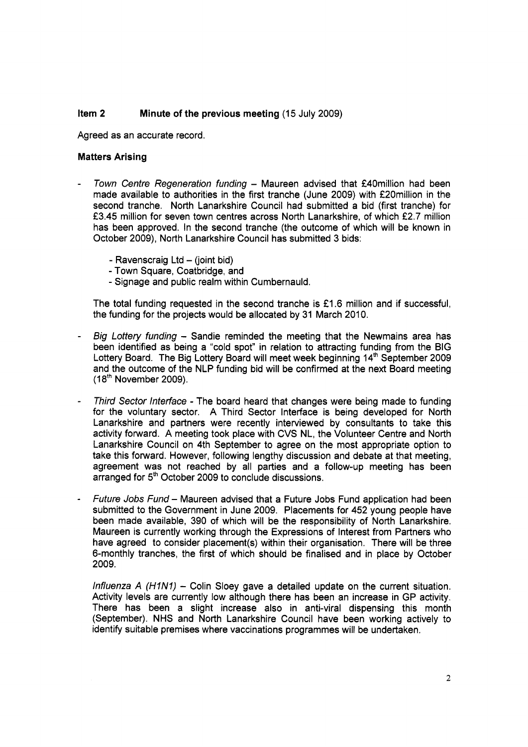**Item 2 Minute of the previous meeting** (15 July 2009)

Agreed as an accurate record.

**Matters Arising**

- *Town Centre Regeneration funding* – Maureen advised that £40million had been made available to authorities in the first tranche (June 2009) with £20million in the second tranche. North Lanarkshire Council had submitted a bid (first tranche) for £3.45 million for seven town centres across North Lanarkshire, of which £2.7 million has been approved. In the second tranche (the outcome of which will be known in October 2009), North Lanarkshire Council has submitted 3 bids:

  - Ravenscraig Ltd – (joint bid)
  - Town Square, Coatbridge, and
  - Signage and public realm within Cumbernauld.

  The total funding requested in the second tranche is £1.6 million and if successful, the funding for the projects would be allocated by 31 March 2010.

- *Big Lottery funding* – Sandie reminded the meeting that the Newmains area has been identified as being a "cold spot" in relation to attracting funding from the BIG Lottery Board. The Big Lottery Board will meet week beginning 14th September 2009 and the outcome of the NLP funding bid will be confirmed at the next Board meeting (18th November 2009).

- *Third Sector Interface* - The board heard that changes were being made to funding for the voluntary sector. A Third Sector Interface is being developed for North Lanarkshire and partners were recently interviewed by consultants to take this activity forward. A meeting took place with CVS NL, the Volunteer Centre and North Lanarkshire Council on 4th September to agree on the most appropriate option to take this forward. However, following lengthy discussion and debate at that meeting, agreement was not reached by all parties and a follow-up meeting has been arranged for 5th October 2009 to conclude discussions.

- *Future Jobs Fund* – Maureen advised that a Future Jobs Fund application had been submitted to the Government in June 2009. Placements for 452 young people have been made available, 390 of which will be the responsibility of North Lanarkshire. Maureen is currently working through the Expressions of Interest from Partners who have agreed to consider placement(s) within their organisation. There will be three 6-monthly tranches, the first of which should be finalised and in place by October 2009.

  *Influenza A (H1N1)* – Colin Sloey gave a detailed update on the current situation. Activity levels are currently low although there has been an increase in GP activity. There has been a slight increase also in anti-viral dispensing this month (September). NHS and North Lanarkshire Council have been working actively to identify suitable premises where vaccinations programmes will be undertaken.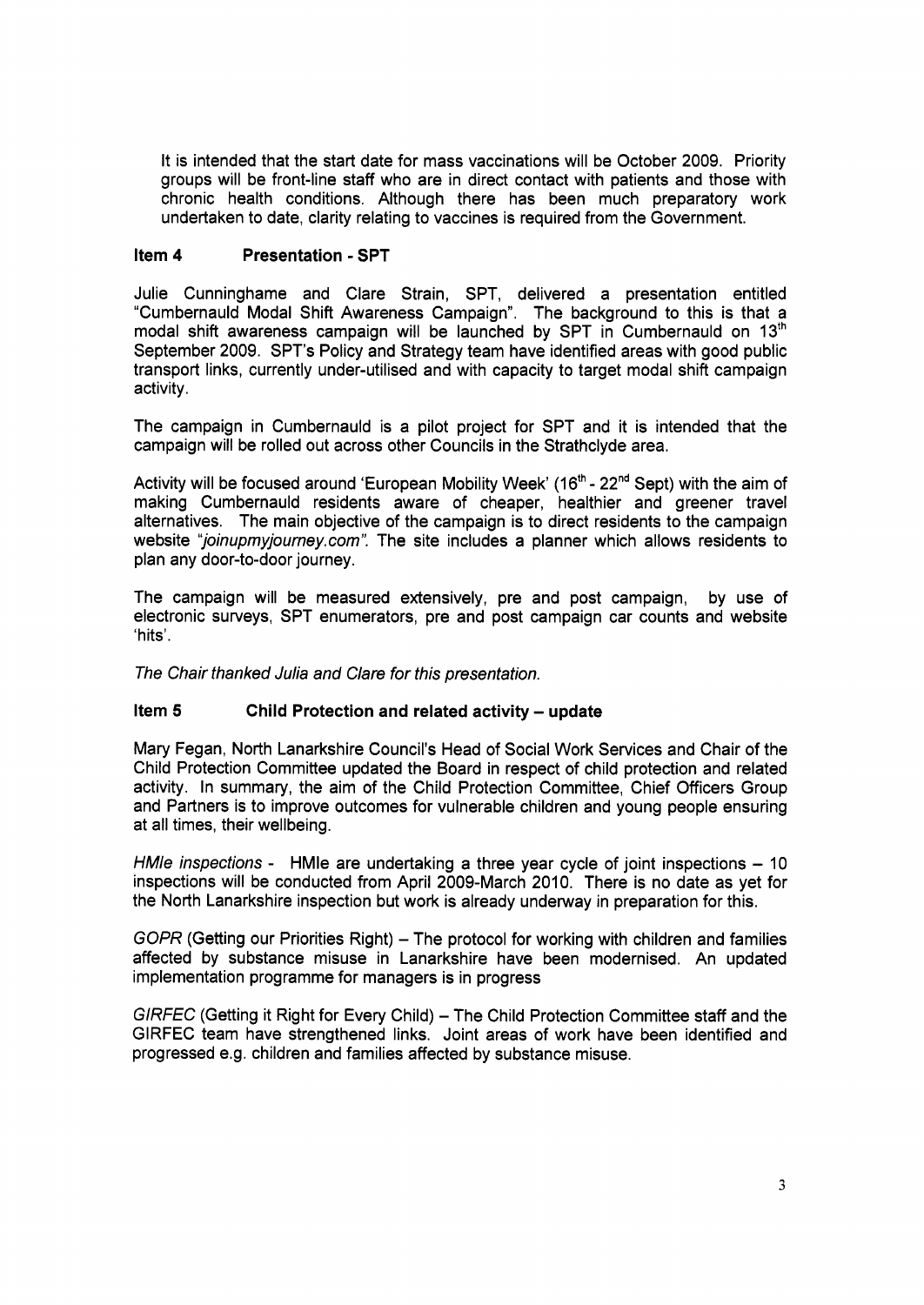It is intended that the start date for mass vaccinations will be October 2009. Priority groups will be front-line staff who are in direct contact with patients and those with chronic health conditions. Although there has been much preparatory work undertaken to date, clarity relating to vaccines is required from the Government.

### Item 4 Presentation - SPT

Julie Cunninghame and Clare Strain, SPT, delivered a presentation entitled "Cumbernauld Modal Shift Awareness Campaign". The background to this is that a modal shift awareness campaign will be launched by SPT in Cumbernauld on 13th September 2009. SPT's Policy and Strategy team have identified areas with good public transport links, currently under-utilised and with capacity to target modal shift campaign activity.

The campaign in Cumbernauld is a pilot project for SPT and it is intended that the campaign will be rolled out across other Councils in the Strathclyde area.

Activity will be focused around 'European Mobility Week' (16th - 22nd Sept) with the aim of making Cumbernauld residents aware of cheaper, healthier and greener travel alternatives. The main objective of the campaign is to direct residents to the campaign website *"joinupmyjourney.com"*. The site includes a planner which allows residents to plan any door-to-door journey.

The campaign will be measured extensively, pre and post campaign, by use of electronic surveys, SPT enumerators, pre and post campaign car counts and website 'hits'.

*The Chair thanked Julia and Clare for this presentation.*

### Item 5 Child Protection and related activity – update

Mary Fegan, North Lanarkshire Council's Head of Social Work Services and Chair of the Child Protection Committee updated the Board in respect of child protection and related activity. In summary, the aim of the Child Protection Committee, Chief Officers Group and Partners is to improve outcomes for vulnerable children and young people ensuring at all times, their wellbeing.

*HMIe inspections* - HMIe are undertaking a three year cycle of joint inspections – 10 inspections will be conducted from April 2009-March 2010. There is no date as yet for the North Lanarkshire inspection but work is already underway in preparation for this.

*GOPR* (Getting our Priorities Right) – The protocol for working with children and families affected by substance misuse in Lanarkshire have been modernised. An updated implementation programme for managers is in progress

*GIRFEC* (Getting it Right for Every Child) – The Child Protection Committee staff and the GIRFEC team have strengthened links. Joint areas of work have been identified and progressed e.g. children and families affected by substance misuse.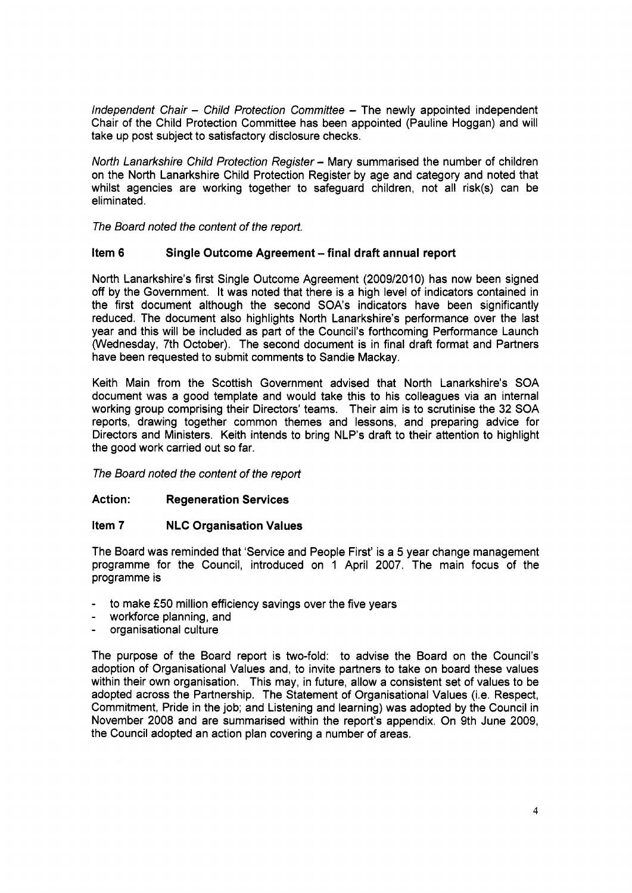*Independent Chair – Child Protection Committee* – The newly appointed independent Chair of the Child Protection Committee has been appointed (Pauline Hoggan) and will take up post subject to satisfactory disclosure checks.

*North Lanarkshire Child Protection Register* – Mary summarised the number of children on the North Lanarkshire Child Protection Register by age and category and noted that whilst agencies are working together to safeguard children, not all risk(s) can be eliminated.

*The Board noted the content of the report.*

**Item 6 Single Outcome Agreement – final draft annual report**

North Lanarkshire's first Single Outcome Agreement (2009/2010) has now been signed off by the Government. It was noted that there is a high level of indicators contained in the first document although the second SOA's indicators have been significantly reduced. The document also highlights North Lanarkshire's performance over the last year and this will be included as part of the Council's forthcoming Performance Launch (Wednesday, 7th October). The second document is in final draft format and Partners have been requested to submit comments to Sandie Mackay.

Keith Main from the Scottish Government advised that North Lanarkshire's SOA document was a good template and would take this to his colleagues via an internal working group comprising their Directors' teams. Their aim is to scrutinise the 32 SOA reports, drawing together common themes and lessons, and preparing advice for Directors and Ministers. Keith intends to bring NLP's draft to their attention to highlight the good work carried out so far.

*The Board noted the content of the report*

**Action: Regeneration Services**

**Item 7 NLC Organisation Values**

The Board was reminded that 'Service and People First' is a 5 year change management programme for the Council, introduced on 1 April 2007. The main focus of the programme is

- to make £50 million efficiency savings over the five years
- workforce planning, and
- organisational culture

The purpose of the Board report is two-fold: to advise the Board on the Council's adoption of Organisational Values and, to invite partners to take on board these values within their own organisation. This may, in future, allow a consistent set of values to be adopted across the Partnership. The Statement of Organisational Values (i.e. Respect, Commitment, Pride in the job; and Listening and learning) was adopted by the Council in November 2008 and are summarised within the report's appendix. On 9th June 2009, the Council adopted an action plan covering a number of areas.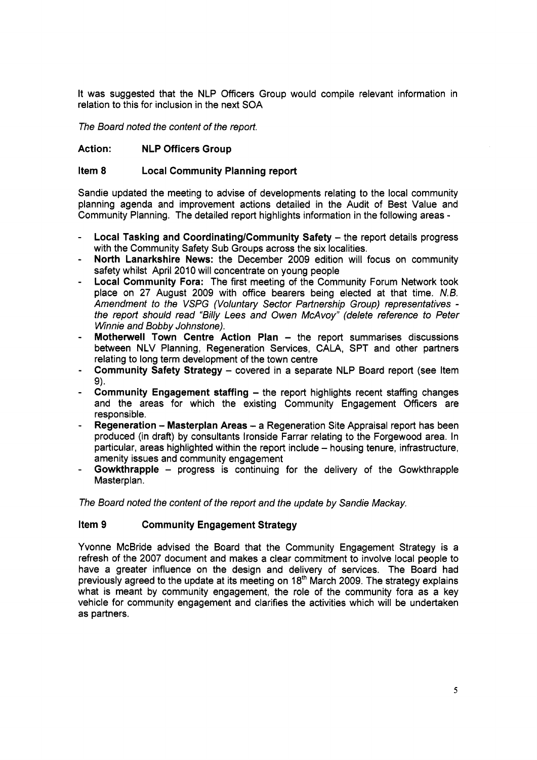It was suggested that the NLP Officers Group would compile relevant information in relation to this for inclusion in the next SOA

*The Board noted the content of the report.*

**Action: NLP Officers Group**

### Item 8 Local Community Planning report

Sandie updated the meeting to advise of developments relating to the local community planning agenda and improvement actions detailed in the Audit of Best Value and Community Planning. The detailed report highlights information in the following areas -

- **Local Tasking and Coordinating/Community Safety** – the report details progress with the Community Safety Sub Groups across the six localities.
- **North Lanarkshire News:** the December 2009 edition will focus on community safety whilst April 2010 will concentrate on young people
- **Local Community Fora:** The first meeting of the Community Forum Network took place on 27 August 2009 with office bearers being elected at that time. *N.B. Amendment to the VSPG (Voluntary Sector Partnership Group) representatives - the report should read "Billy Lees and Owen McAvoy" (delete reference to Peter Winnie and Bobby Johnstone).*
- **Motherwell Town Centre Action Plan** – the report summarises discussions between NLV Planning, Regeneration Services, CALA, SPT and other partners relating to long term development of the town centre
- **Community Safety Strategy** – covered in a separate NLP Board report (see Item 9).
- **Community Engagement staffing** – the report highlights recent staffing changes and the areas for which the existing Community Engagement Officers are responsible.
- **Regeneration – Masterplan Areas** – a Regeneration Site Appraisal report has been produced (in draft) by consultants Ironside Farrar relating to the Forgewood area. In particular, areas highlighted within the report include – housing tenure, infrastructure, amenity issues and community engagement
- **Gowkthrapple** – progress is continuing for the delivery of the Gowkthrapple Masterplan.

*The Board noted the content of the report and the update by Sandie Mackay.*

### Item 9 Community Engagement Strategy

Yvonne McBride advised the Board that the Community Engagement Strategy is a refresh of the 2007 document and makes a clear commitment to involve local people to have a greater influence on the design and delivery of services. The Board had previously agreed to the update at its meeting on 18th March 2009. The strategy explains what is meant by community engagement, the role of the community fora as a key vehicle for community engagement and clarifies the activities which will be undertaken as partners.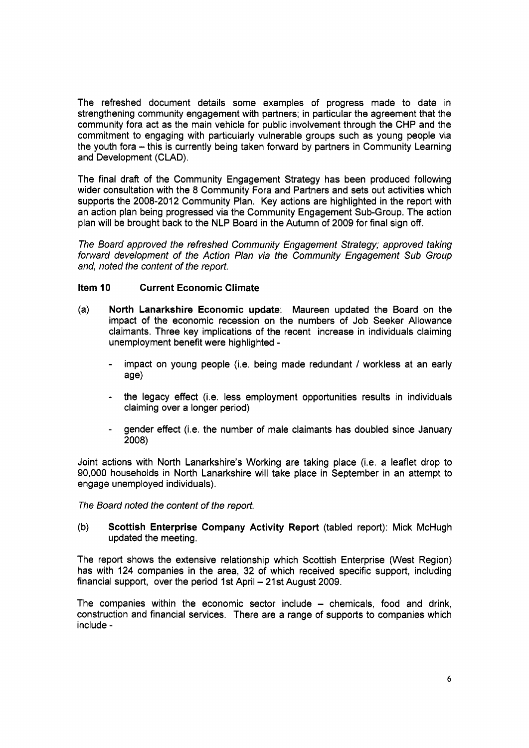The refreshed document details some examples of progress made to date in strengthening community engagement with partners; in particular the agreement that the community fora act as the main vehicle for public involvement through the CHP and the commitment to engaging with particularly vulnerable groups such as young people via the youth fora – this is currently being taken forward by partners in Community Learning and Development (CLAD).

The final draft of the Community Engagement Strategy has been produced following wider consultation with the 8 Community Fora and Partners and sets out activities which supports the 2008-2012 Community Plan. Key actions are highlighted in the report with an action plan being progressed via the Community Engagement Sub-Group. The action plan will be brought back to the NLP Board in the Autumn of 2009 for final sign off.

*The Board approved the refreshed Community Engagement Strategy; approved taking forward development of the Action Plan via the Community Engagement Sub Group and, noted the content of the report.*

### Item 10 Current Economic Climate

(a) **North Lanarkshire Economic update**: Maureen updated the Board on the impact of the economic recession on the numbers of Job Seeker Allowance claimants. Three key implications of the recent increase in individuals claiming unemployment benefit were highlighted -

- impact on young people (i.e. being made redundant / workless at an early age)
- the legacy effect (i.e. less employment opportunities results in individuals claiming over a longer period)
- gender effect (i.e. the number of male claimants has doubled since January 2008)

Joint actions with North Lanarkshire's Working are taking place (i.e. a leaflet drop to 90,000 households in North Lanarkshire will take place in September in an attempt to engage unemployed individuals).

*The Board noted the content of the report.*

(b) **Scottish Enterprise Company Activity Report** (tabled report): Mick McHugh updated the meeting.

The report shows the extensive relationship which Scottish Enterprise (West Region) has with 124 companies in the area, 32 of which received specific support, including financial support, over the period 1st April – 21st August 2009.

The companies within the economic sector include – chemicals, food and drink, construction and financial services. There are a range of supports to companies which include -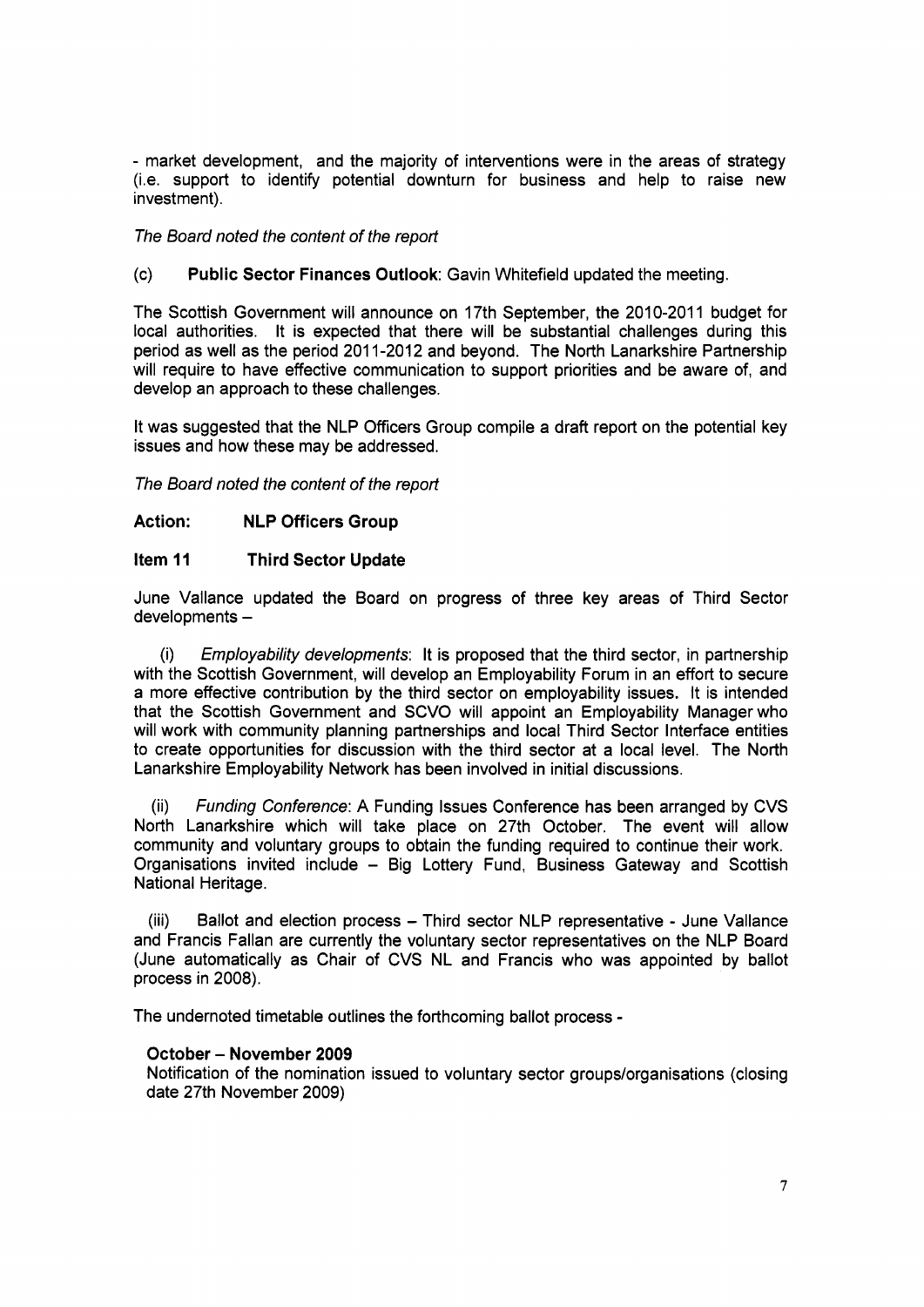- market development, and the majority of interventions were in the areas of strategy (i.e. support to identify potential downturn for business and help to raise new investment).

*The Board noted the content of the report*

(c) **Public Sector Finances Outlook**: Gavin Whitefield updated the meeting.

The Scottish Government will announce on 17th September, the 2010-2011 budget for local authorities. It is expected that there will be substantial challenges during this period as well as the period 2011-2012 and beyond. The North Lanarkshire Partnership will require to have effective communication to support priorities and be aware of, and develop an approach to these challenges.

It was suggested that the NLP Officers Group compile a draft report on the potential key issues and how these may be addressed.

*The Board noted the content of the report*

**Action: NLP Officers Group**

**Item 11 Third Sector Update**

June Vallance updated the Board on progress of three key areas of Third Sector developments –

(i) *Employability developments*: It is proposed that the third sector, in partnership with the Scottish Government, will develop an Employability Forum in an effort to secure a more effective contribution by the third sector on employability issues. It is intended that the Scottish Government and SCVO will appoint an Employability Manager who will work with community planning partnerships and local Third Sector Interface entities to create opportunities for discussion with the third sector at a local level. The North Lanarkshire Employability Network has been involved in initial discussions.

(ii) *Funding Conference*: A Funding Issues Conference has been arranged by CVS North Lanarkshire which will take place on 27th October. The event will allow community and voluntary groups to obtain the funding required to continue their work. Organisations invited include – Big Lottery Fund, Business Gateway and Scottish National Heritage.

(iii) Ballot and election process – Third sector NLP representative - June Vallance and Francis Fallan are currently the voluntary sector representatives on the NLP Board (June automatically as Chair of CVS NL and Francis who was appointed by ballot process in 2008).

The undernoted timetable outlines the forthcoming ballot process -

**October – November 2009**
Notification of the nomination issued to voluntary sector groups/organisations (closing date 27th November 2009)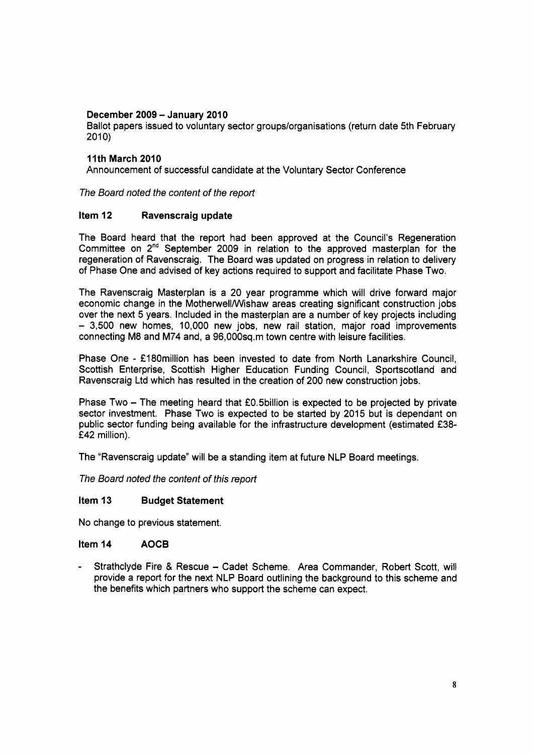**December 2009 – January 2010**
Ballot papers issued to voluntary sector groups/organisations (return date 5th February 2010)

**11th March 2010**
Announcement of successful candidate at the Voluntary Sector Conference

*The Board noted the content of the report*

**Item 12 Ravenscraig update**

The Board heard that the report had been approved at the Council's Regeneration Committee on 2[nd] September 2009 in relation to the approved masterplan for the regeneration of Ravenscraig. The Board was updated on progress in relation to delivery of Phase One and advised of key actions required to support and facilitate Phase Two.

The Ravenscraig Masterplan is a 20 year programme which will drive forward major economic change in the Motherwell/Wishaw areas creating significant construction jobs over the next 5 years. Included in the masterplan are a number of key projects including – 3,500 new homes, 10,000 new jobs, new rail station, major road improvements connecting M8 and M74 and, a 96,000sq.m town centre with leisure facilities.

Phase One - £180million has been invested to date from North Lanarkshire Council, Scottish Enterprise, Scottish Higher Education Funding Council, Sportscotland and Ravenscraig Ltd which has resulted in the creation of 200 new construction jobs.

Phase Two – The meeting heard that £0.5billion is expected to be projected by private sector investment. Phase Two is expected to be started by 2015 but is dependant on public sector funding being available for the infrastructure development (estimated £38-£42 million).

The "Ravenscraig update" will be a standing item at future NLP Board meetings.

*The Board noted the content of this report*

**Item 13 Budget Statement**

No change to previous statement.

**Item 14 AOCB**

- Strathclyde Fire & Rescue – Cadet Scheme. Area Commander, Robert Scott, will provide a report for the next NLP Board outlining the background to this scheme and the benefits which partners who support the scheme can expect.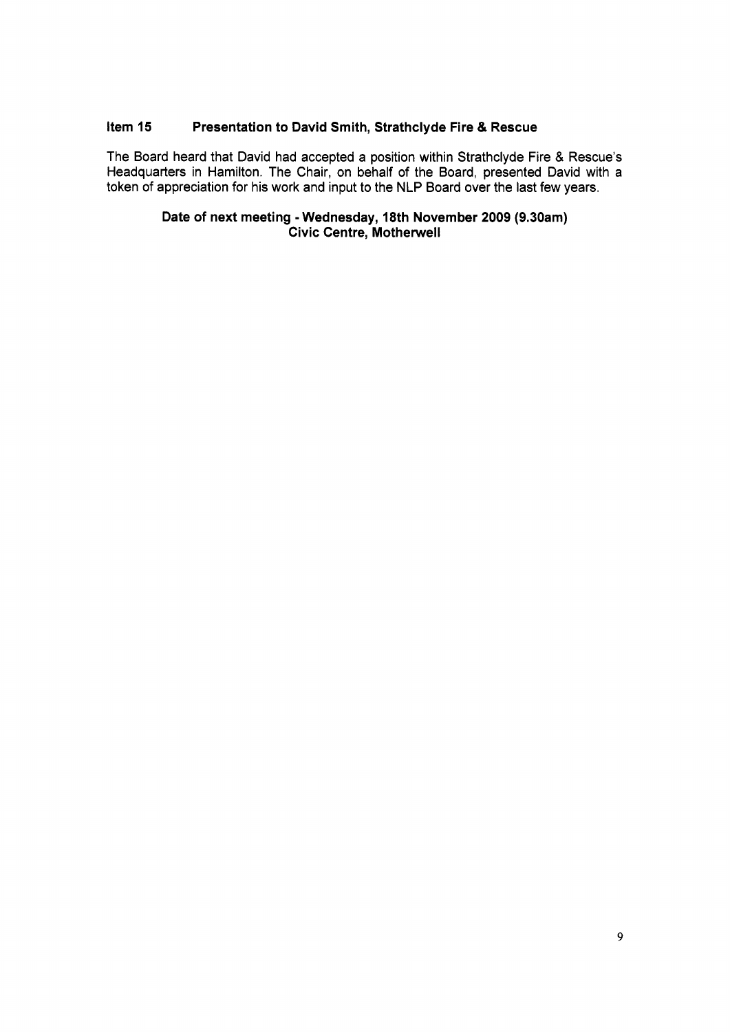### Item 15 Presentation to David Smith, Strathclyde Fire & Rescue

The Board heard that David had accepted a position within Strathclyde Fire & Rescue's Headquarters in Hamilton. The Chair, on behalf of the Board, presented David with a token of appreciation for his work and input to the NLP Board over the last few years.

**Date of next meeting - Wednesday, 18th November 2009 (9.30am)**
**Civic Centre, Motherwell**